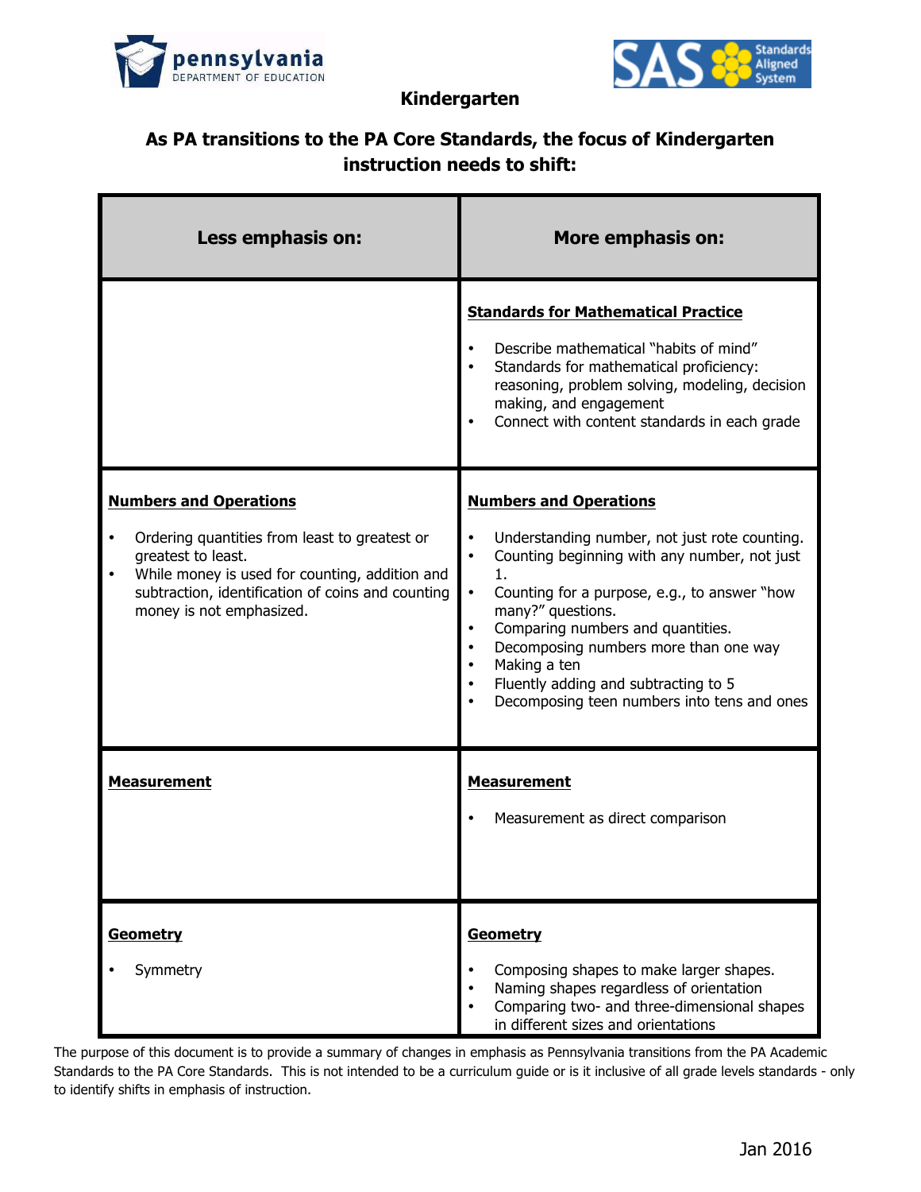# Kindergarten

## As PA transitions to the PA Core Standards, the focus of Kindergarten instruction needs to shift:

| Less emphasis on: | More emphasis on: |
| --- | --- |
| | **Standards for Mathematical Practice**<br><br>• Describe mathematical "habits of mind"<br>• Standards for mathematical proficiency: reasoning, problem solving, modeling, decision making, and engagement<br>• Connect with content standards in each grade |
| **Numbers and Operations**<br><br>• Ordering quantities from least to greatest or greatest to least.<br>• While money is used for counting, addition and subtraction, identification of coins and counting money is not emphasized. | **Numbers and Operations**<br><br>• Understanding number, not just rote counting.<br>• Counting beginning with any number, not just 1.<br>• Counting for a purpose, e.g., to answer "how many?" questions.<br>• Comparing numbers and quantities.<br>• Decomposing numbers more than one way<br>• Making a ten<br>• Fluently adding and subtracting to 5<br>• Decomposing teen numbers into tens and ones |
| **Measurement** | **Measurement**<br><br>• Measurement as direct comparison |
| **Geometry**<br><br>• Symmetry | **Geometry**<br><br>• Composing shapes to make larger shapes.<br>• Naming shapes regardless of orientation<br>• Comparing two- and three-dimensional shapes in different sizes and orientations |

The purpose of this document is to provide a summary of changes in emphasis as Pennsylvania transitions from the PA Academic Standards to the PA Core Standards. This is not intended to be a curriculum guide or is it inclusive of all grade levels standards - only to identify shifts in emphasis of instruction.

Jan 2016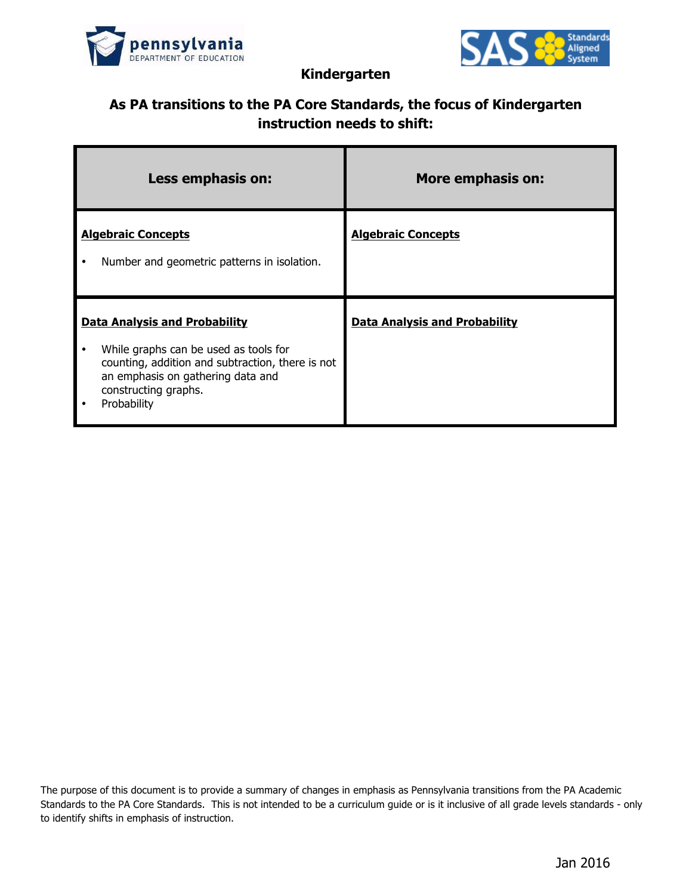## Kindergarten

### As PA transitions to the PA Core Standards, the focus of Kindergarten instruction needs to shift:

| Less emphasis on: | More emphasis on: |
| --- | --- |
| **Algebraic Concepts**<br>• Number and geometric patterns in isolation. | **Algebraic Concepts** |
| **Data Analysis and Probability**<br>• While graphs can be used as tools for counting, addition and subtraction, there is not an emphasis on gathering data and constructing graphs.<br>• Probability | **Data Analysis and Probability** |

The purpose of this document is to provide a summary of changes in emphasis as Pennsylvania transitions from the PA Academic Standards to the PA Core Standards. This is not intended to be a curriculum guide or is it inclusive of all grade levels standards - only to identify shifts in emphasis of instruction.

Jan 2016